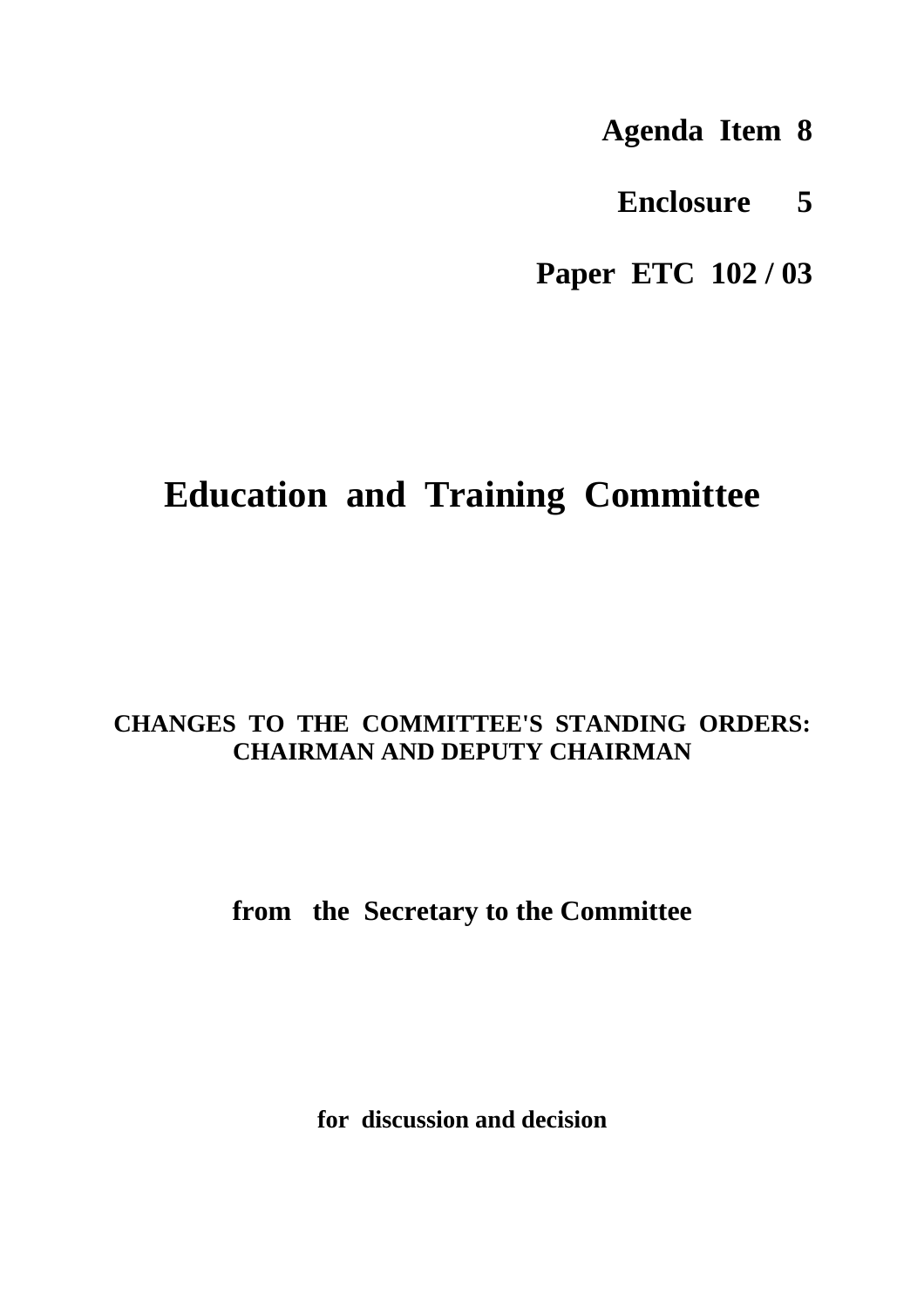**Agenda Item 8**

**Enclosure 5**

**Paper ETC 102 / 03**

# Education and Training Committee

## CHANGES TO THE COMMITTEE'S STANDING ORDERS: CHAIRMAN AND DEPUTY CHAIRMAN

**from the Secretary to the Committee**

**for discussion and decision**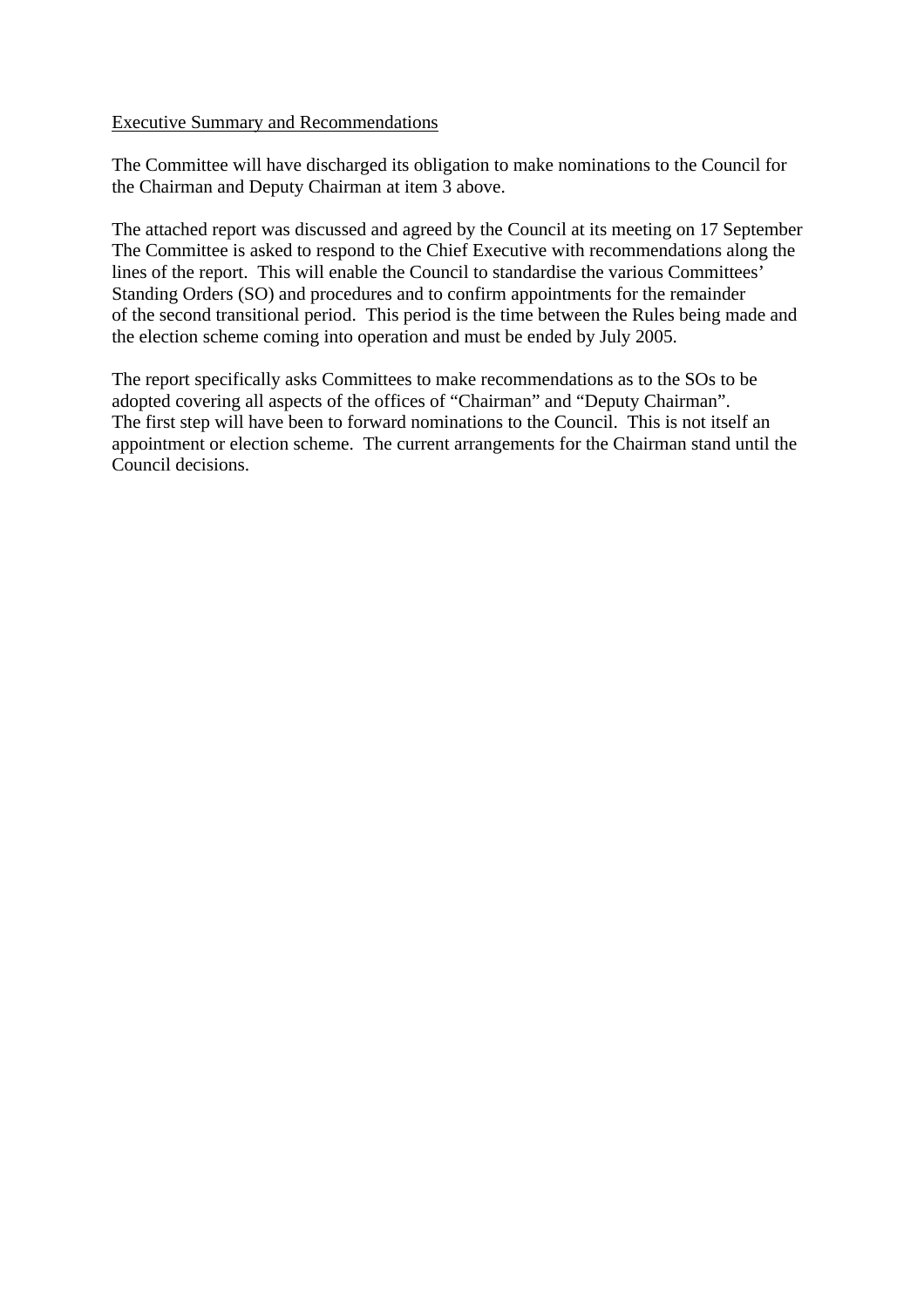Executive Summary and Recommendations

The Committee will have discharged its obligation to make nominations to the Council for the Chairman and Deputy Chairman at item 3 above.

The attached report was discussed and agreed by the Council at its meeting on 17 September The Committee is asked to respond to the Chief Executive with recommendations along the lines of the report. This will enable the Council to standardise the various Committees' Standing Orders (SO) and procedures and to confirm appointments for the remainder of the second transitional period. This period is the time between the Rules being made and the election scheme coming into operation and must be ended by July 2005.

The report specifically asks Committees to make recommendations as to the SOs to be adopted covering all aspects of the offices of "Chairman" and "Deputy Chairman". The first step will have been to forward nominations to the Council. This is not itself an appointment or election scheme. The current arrangements for the Chairman stand until the Council decisions.